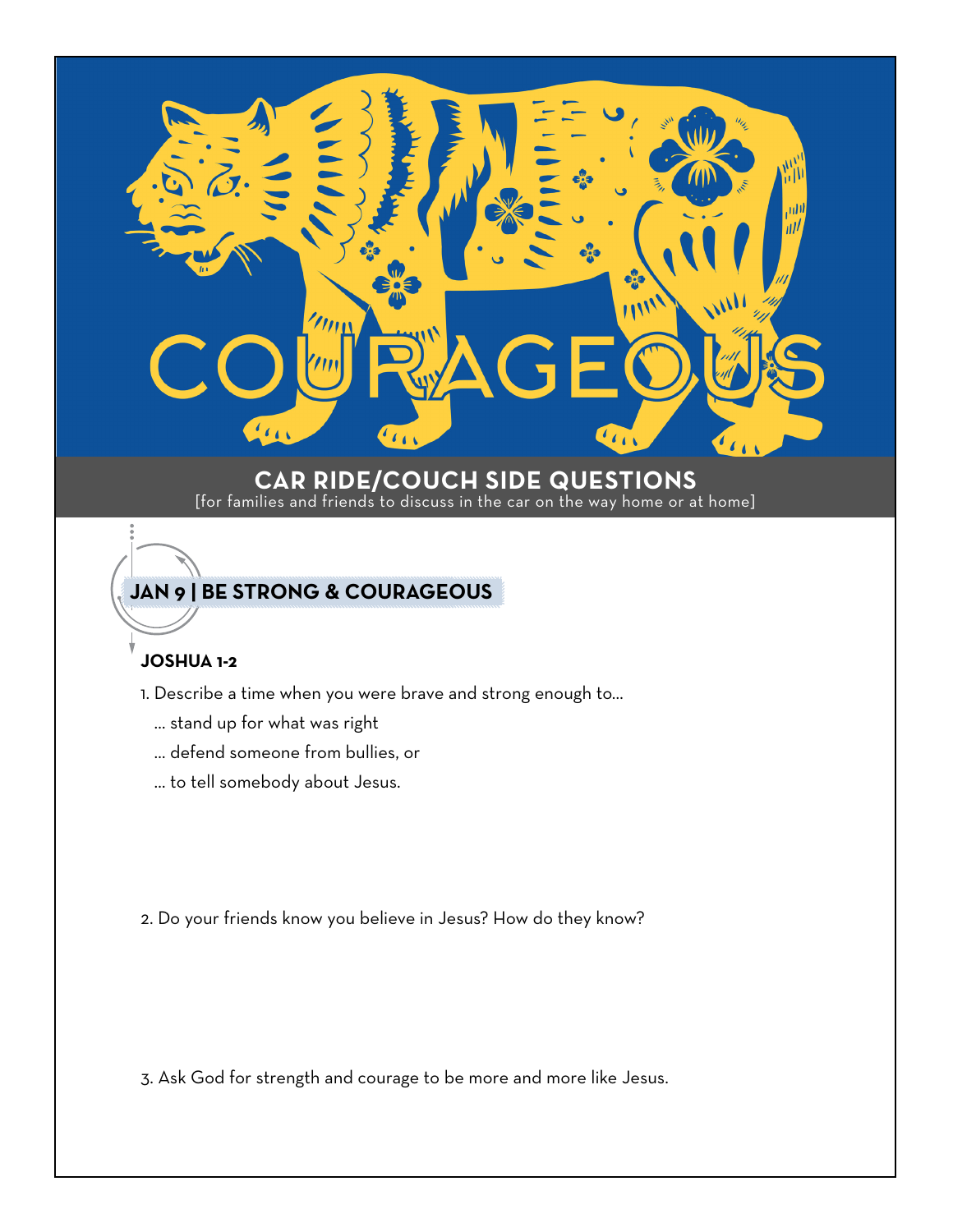# COURAGEOUS

## CAR RIDE/COUCH SIDE QUESTIONS

[for families and friends to discuss in the car on the way home or at home]

### JAN 9 | BE STRONG & COURAGEOUS

**JOSHUA 1-2**

1. Describe a time when you were brave and strong enough to...
   ... stand up for what was right
   ... defend someone from bullies, or
   ... to tell somebody about Jesus.

2. Do your friends know you believe in Jesus? How do they know?

3. Ask God for strength and courage to be more and more like Jesus.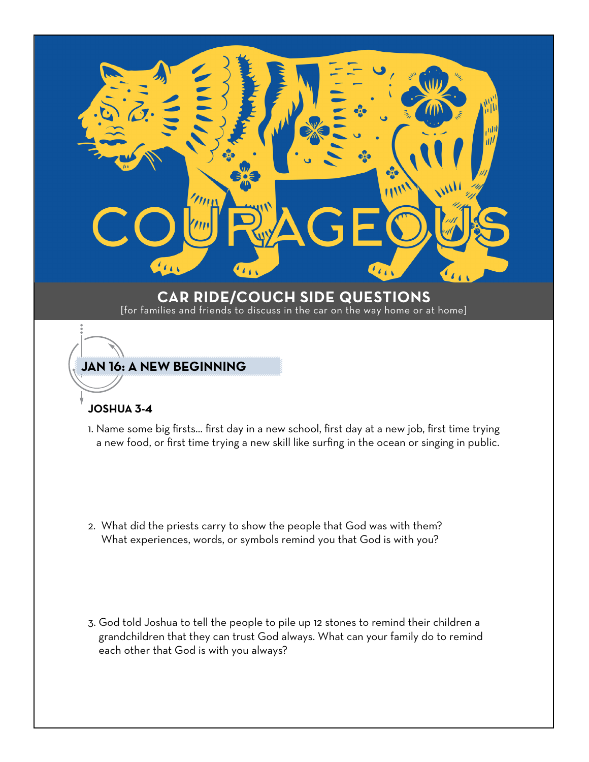# COURAGEOUS

## CAR RIDE/COUCH SIDE QUESTIONS

[for families and friends to discuss in the car on the way home or at home]

### JAN 16: A NEW BEGINNING

**JOSHUA 3-4**

1. Name some big firsts... first day in a new school, first day at a new job, first time trying a new food, or first time trying a new skill like surfing in the ocean or singing in public.

2. What did the priests carry to show the people that God was with them? What experiences, words, or symbols remind you that God is with you?

3. God told Joshua to tell the people to pile up 12 stones to remind their children a grandchildren that they can trust God always. What can your family do to remind each other that God is with you always?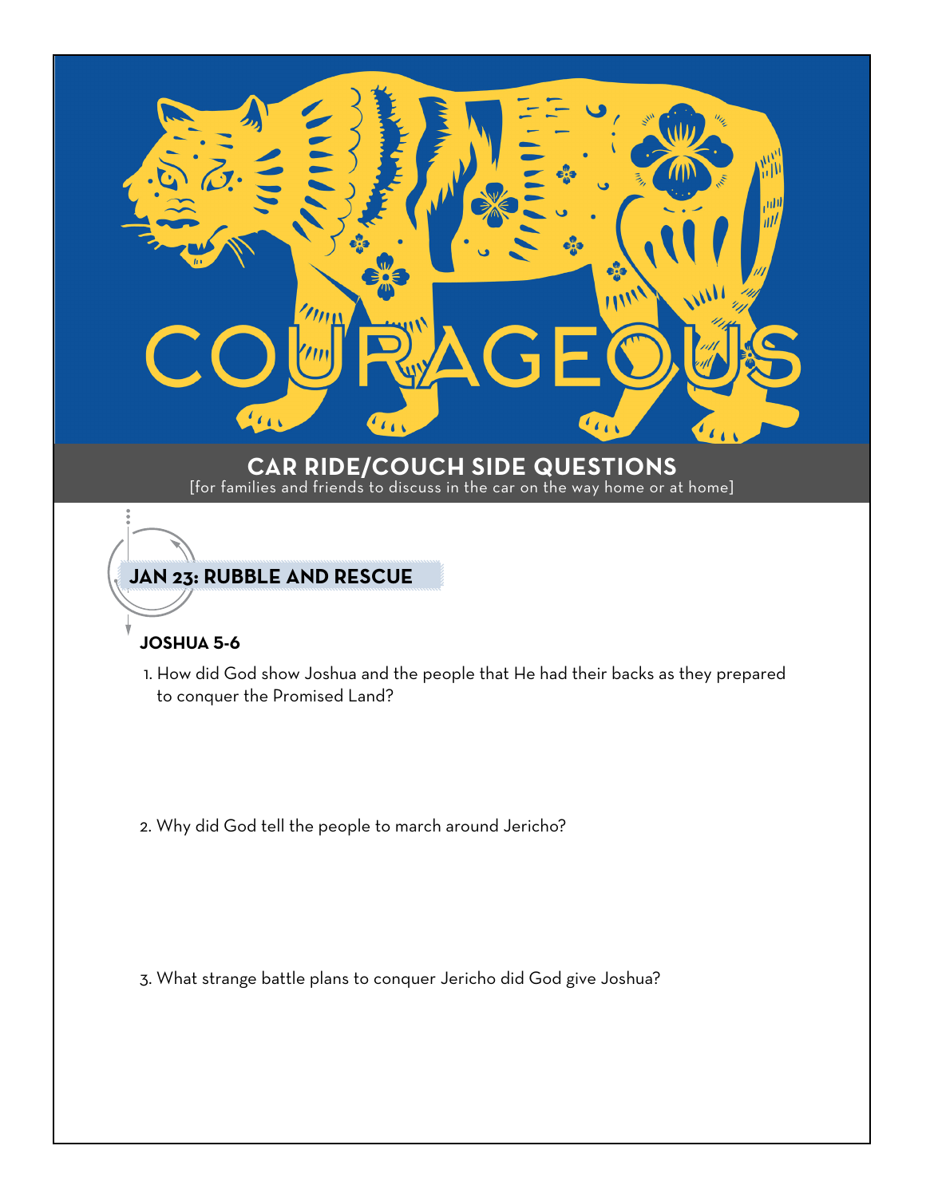# COURAGEOUS

## CAR RIDE/COUCH SIDE QUESTIONS

[for families and friends to discuss in the car on the way home or at home]

### JAN 23: RUBBLE AND RESCUE

**JOSHUA 5-6**

1. How did God show Joshua and the people that He had their backs as they prepared to conquer the Promised Land?

2. Why did God tell the people to march around Jericho?

3. What strange battle plans to conquer Jericho did God give Joshua?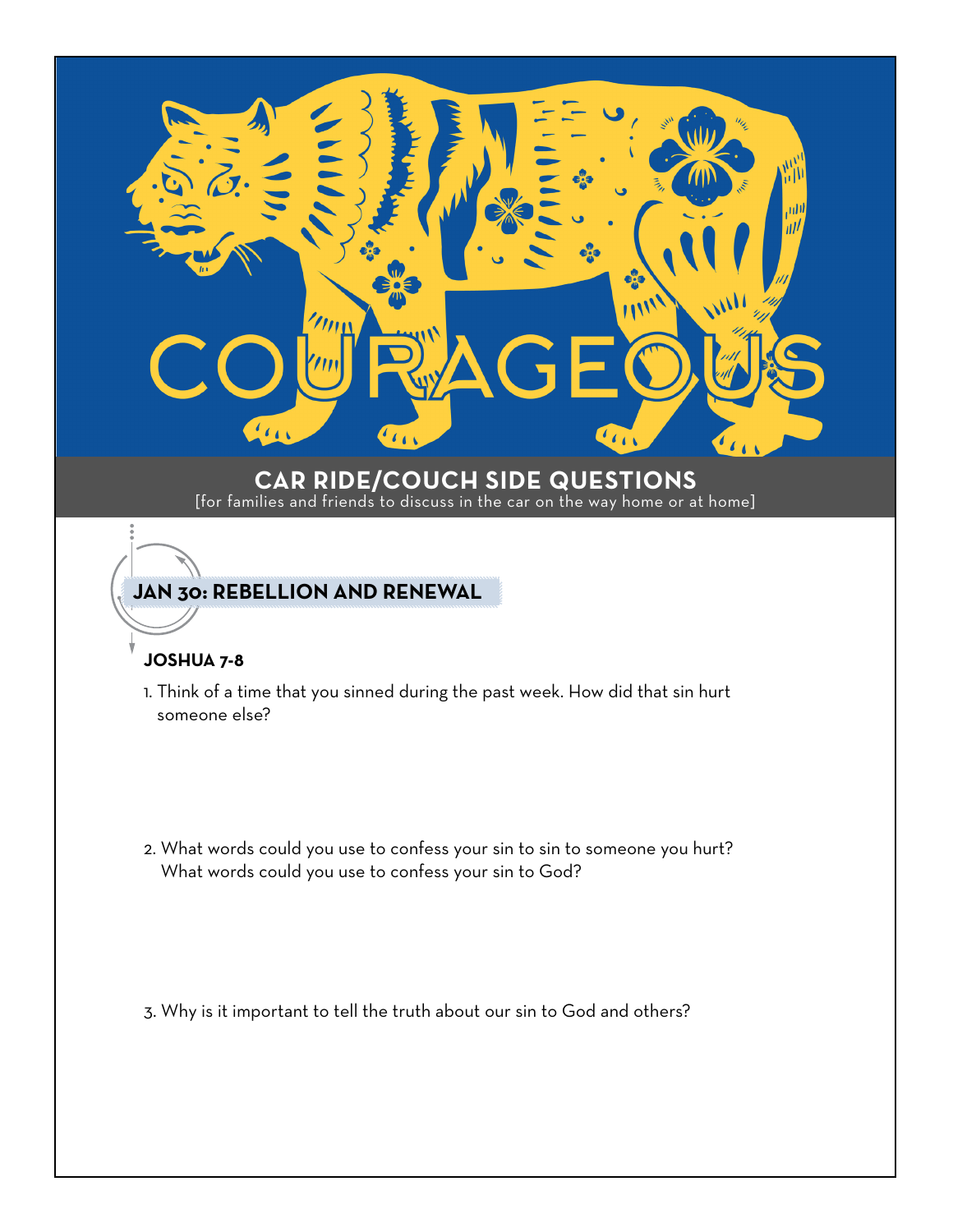# COURAGEOUS

## CAR RIDE/COUCH SIDE QUESTIONS

[for families and friends to discuss in the car on the way home or at home]

### JAN 30: REBELLION AND RENEWAL

**JOSHUA 7-8**

1. Think of a time that you sinned during the past week. How did that sin hurt someone else?

2. What words could you use to confess your sin to sin to someone you hurt? What words could you use to confess your sin to God?

3. Why is it important to tell the truth about our sin to God and others?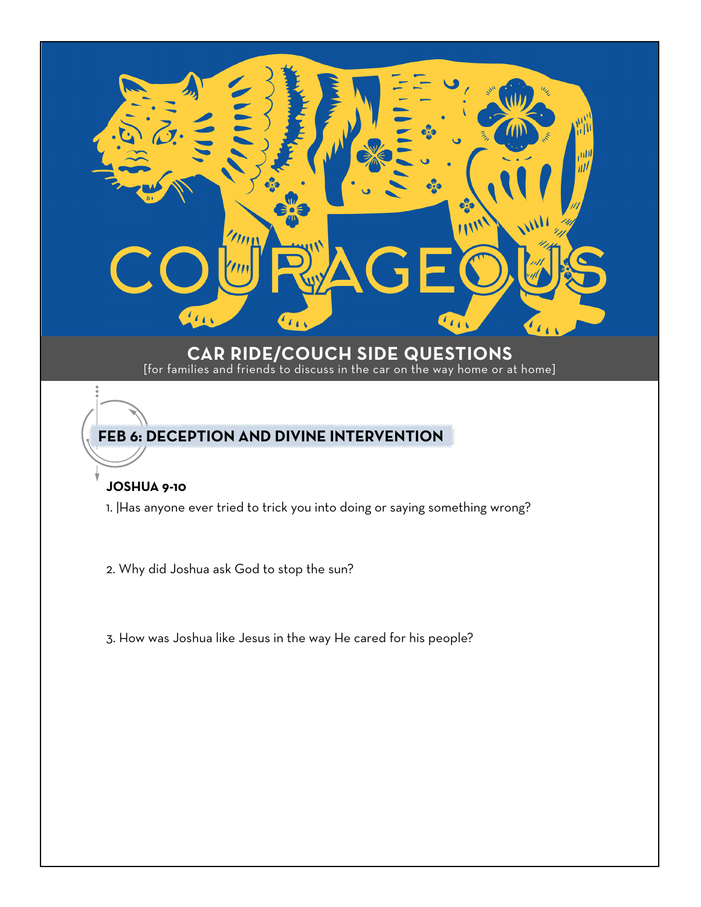# COURAGEOUS

## CAR RIDE/COUCH SIDE QUESTIONS

[for families and friends to discuss in the car on the way home or at home]

### FEB 6: DECEPTION AND DIVINE INTERVENTION

**JOSHUA 9-10**

1. |Has anyone ever tried to trick you into doing or saying something wrong?

2. Why did Joshua ask God to stop the sun?

3. How was Joshua like Jesus in the way He cared for his people?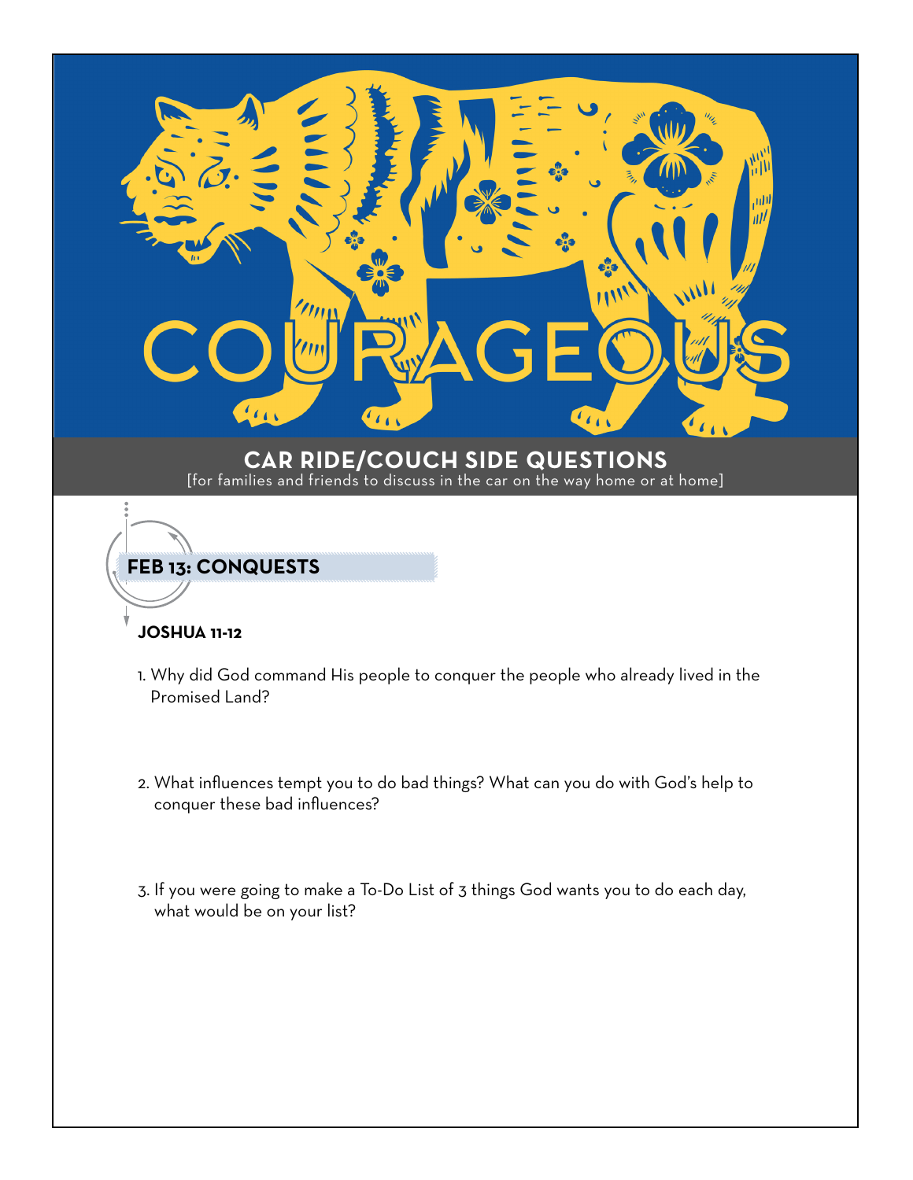# COURAGEOUS

## CAR RIDE/COUCH SIDE QUESTIONS

[for families and friends to discuss in the car on the way home or at home]

### FEB 13: CONQUESTS

**JOSHUA 11-12**

1. Why did God command His people to conquer the people who already lived in the Promised Land?

2. What influences tempt you to do bad things? What can you do with God's help to conquer these bad influences?

3. If you were going to make a To-Do List of 3 things God wants you to do each day, what would be on your list?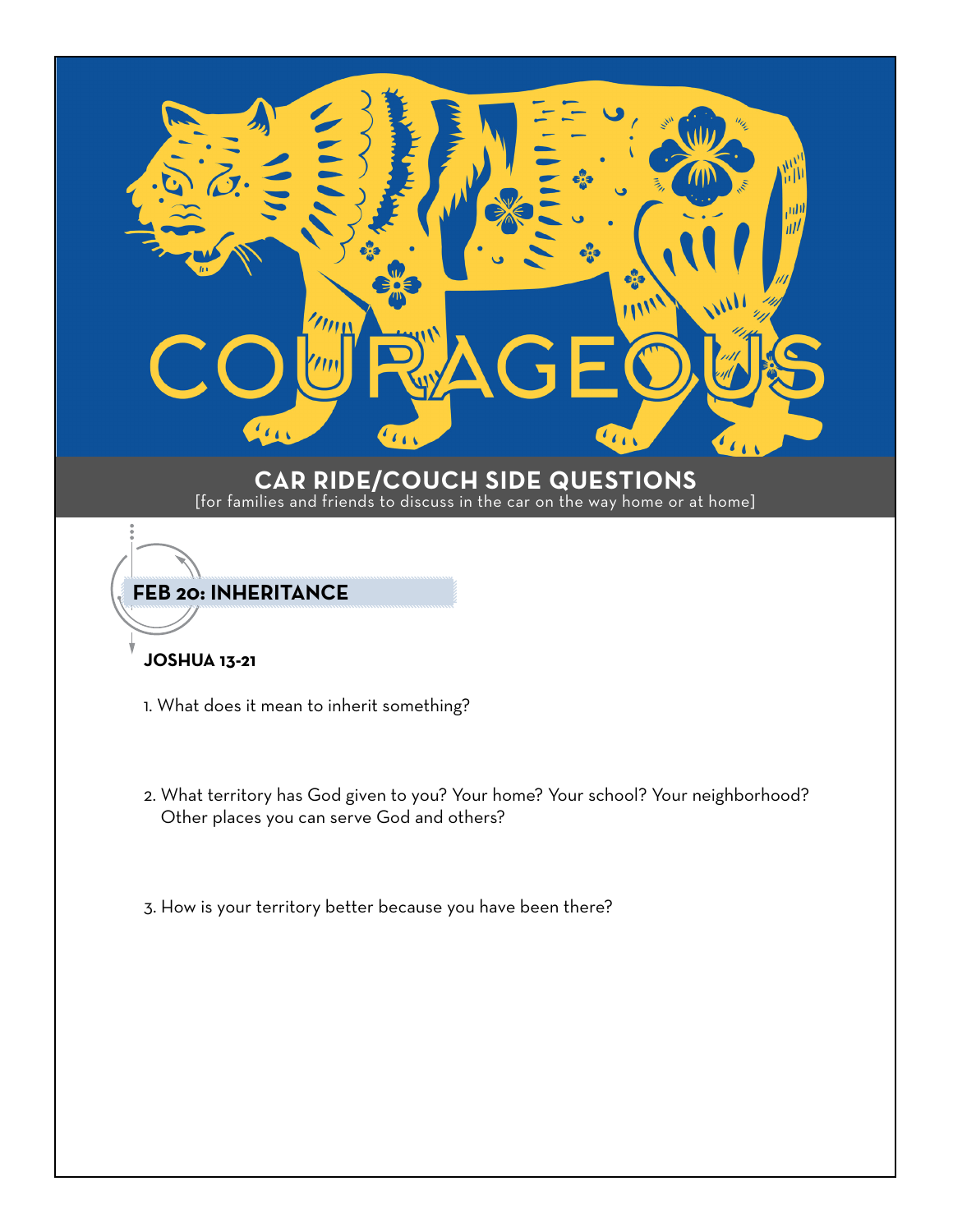# COURAGEOUS

## CAR RIDE/COUCH SIDE QUESTIONS

[for families and friends to discuss in the car on the way home or at home]

### FEB 20: INHERITANCE

**JOSHUA 13-21**

1. What does it mean to inherit something?

2. What territory has God given to you? Your home? Your school? Your neighborhood? Other places you can serve God and others?

3. How is your territory better because you have been there?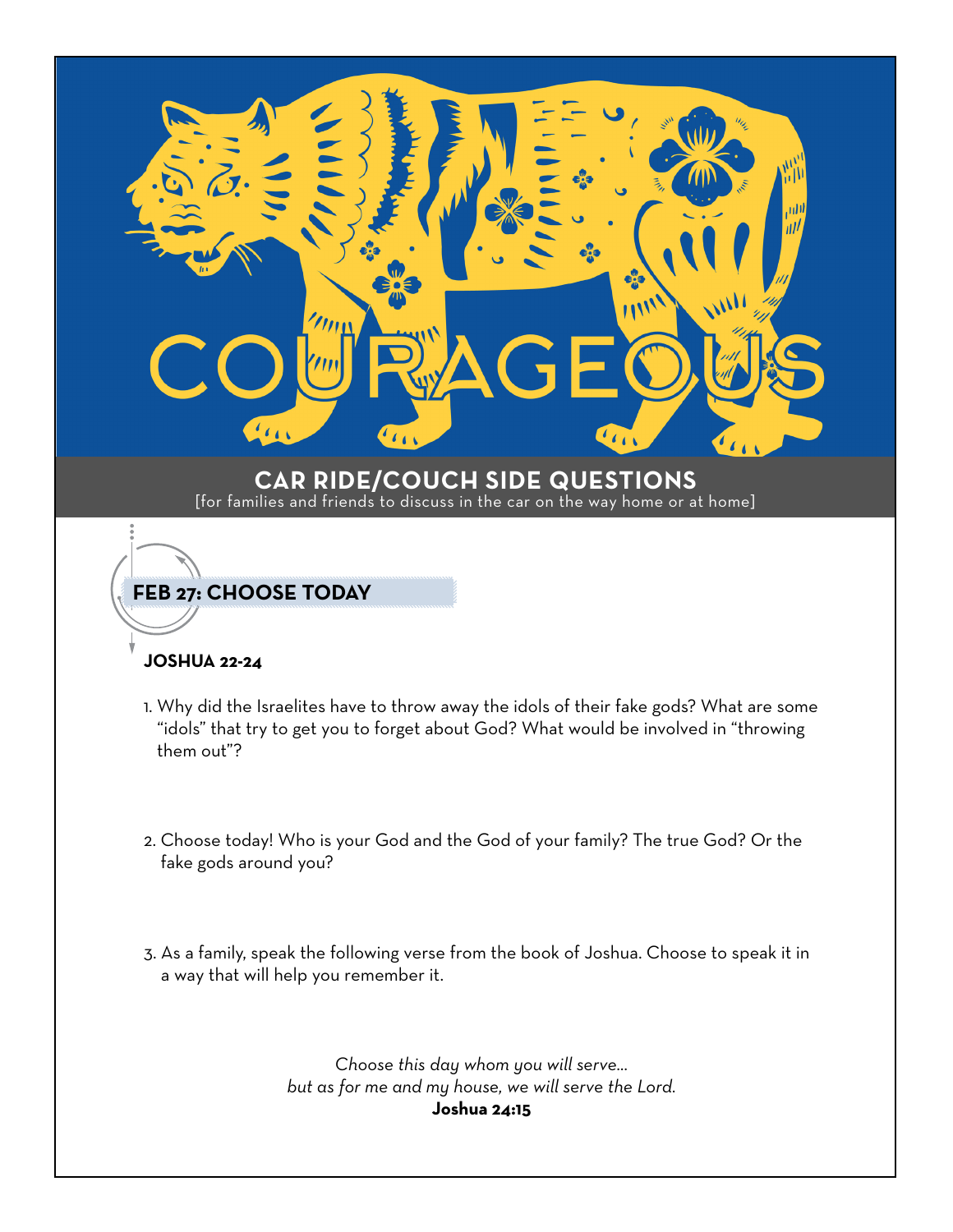# COURAGEOUS

## CAR RIDE/COUCH SIDE QUESTIONS

[for families and friends to discuss in the car on the way home or at home]

### FEB 27: CHOOSE TODAY

**JOSHUA 22-24**

1. Why did the Israelites have to throw away the idols of their fake gods? What are some "idols" that try to get you to forget about God? What would be involved in "throwing them out"?

2. Choose today! Who is your God and the God of your family? The true God? Or the fake gods around you?

3. As a family, speak the following verse from the book of Joshua. Choose to speak it in a way that will help you remember it.

*Choose this day whom you will serve…*
*but as for me and my house, we will serve the Lord.*
**Joshua 24:15**